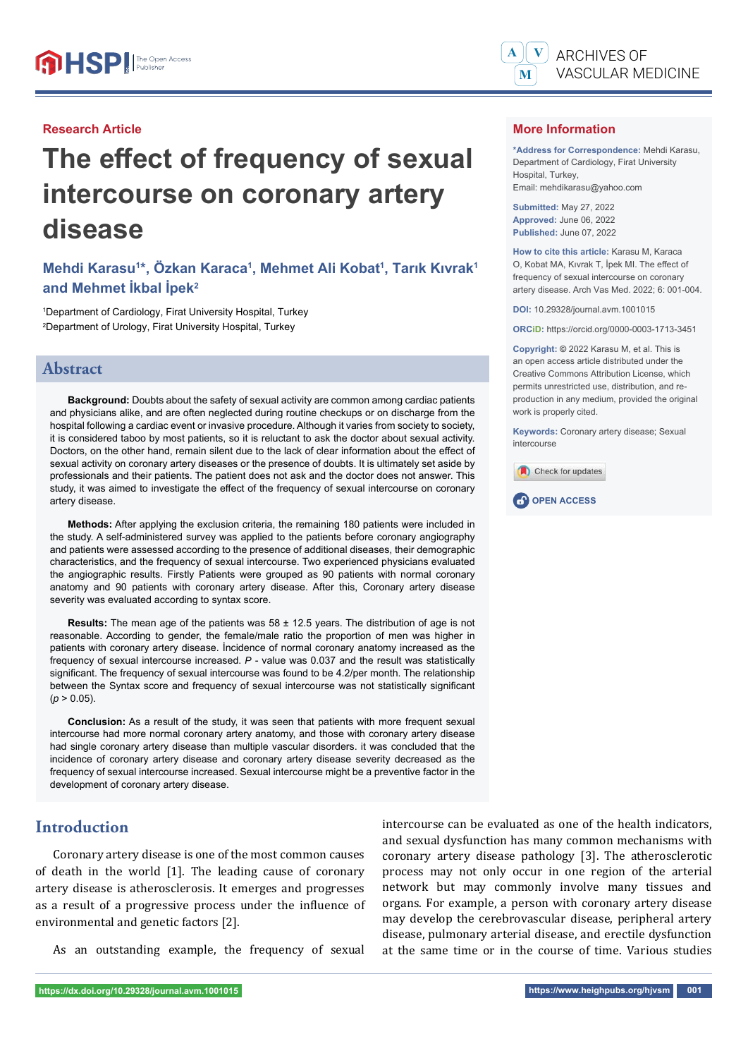Research Article

# The effect of frequency of sexual intercourse on coronary artery disease

**Mehdi Karasu[1]\*, Özkan Karaca[1], Mehmet Ali Kobat[1], Tarık Kıvrak[1] and Mehmet İkbal İpek[2]**

[1]Department of Cardiology, Firat University Hospital, Turkey
[2]Department of Urology, Firat University Hospital, Turkey

## More Information

**\*Address for Correspondence:** Mehdi Karasu, Department of Cardiology, Firat University Hospital, Turkey,
Email: mehdikarasu@yahoo.com

**Submitted:** May 27, 2022
**Approved:** June 06, 2022
**Published:** June 07, 2022

**How to cite this article:** Karasu M, Karaca O, Kobat MA, Kıvrak T, İpek MI. The effect of frequency of sexual intercourse on coronary artery disease. Arch Vas Med. 2022; 6: 001-004.

**DOI:** 10.29328/journal.avm.1001015

**ORCiD:** https://orcid.org/0000-0003-1713-3451

**Copyright:** © 2022 Karasu M, et al. This is an open access article distributed under the Creative Commons Attribution License, which permits unrestricted use, distribution, and re-production in any medium, provided the original work is properly cited.

**Keywords:** Coronary artery disease; Sexual intercourse

OPEN ACCESS

## Abstract

**Background:** Doubts about the safety of sexual activity are common among cardiac patients and physicians alike, and are often neglected during routine checkups or on discharge from the hospital following a cardiac event or invasive procedure. Although it varies from society to society, it is considered taboo by most patients, so it is reluctant to ask the doctor about sexual activity. Doctors, on the other hand, remain silent due to the lack of clear information about the effect of sexual activity on coronary artery diseases or the presence of doubts. It is ultimately set aside by professionals and their patients. The patient does not ask and the doctor does not answer. This study, it was aimed to investigate the effect of the frequency of sexual intercourse on coronary artery disease.

**Methods:** After applying the exclusion criteria, the remaining 180 patients were included in the study. A self-administered survey was applied to the patients before coronary angiography and patients were assessed according to the presence of additional diseases, their demographic characteristics, and the frequency of sexual intercourse. Two experienced physicians evaluated the angiographic results. Firstly Patients were grouped as 90 patients with normal coronary anatomy and 90 patients with coronary artery disease. After this, Coronary artery disease severity was evaluated according to syntax score.

**Results:** The mean age of the patients was 58 ± 12.5 years. The distribution of age is not reasonable. According to gender, the female/male ratio the proportion of men was higher in patients with coronary artery disease. İncidence of normal coronary anatomy increased as the frequency of sexual intercourse increased. *P* - value was 0.037 and the result was statistically significant. The frequency of sexual intercourse was found to be 4.2/per month. The relationship between the Syntax score and frequency of sexual intercourse was not statistically significant ($p > 0.05$).

**Conclusion:** As a result of the study, it was seen that patients with more frequent sexual intercourse had more normal coronary artery anatomy, and those with coronary artery disease had single coronary artery disease than multiple vascular disorders. it was concluded that the incidence of coronary artery disease and coronary artery disease severity decreased as the frequency of sexual intercourse increased. Sexual intercourse might be a preventive factor in the development of coronary artery disease.

## Introduction

Coronary artery disease is one of the most common causes of death in the world [1]. The leading cause of coronary artery disease is atherosclerosis. It emerges and progresses as a result of a progressive process under the influence of environmental and genetic factors [2].

As an outstanding example, the frequency of sexual intercourse can be evaluated as one of the health indicators, and sexual dysfunction has many common mechanisms with coronary artery disease pathology [3]. The atherosclerotic process may not only occur in one region of the arterial network but may commonly involve many tissues and organs. For example, a person with coronary artery disease may develop the cerebrovascular disease, peripheral artery disease, pulmonary arterial disease, and erectile dysfunction at the same time or in the course of time. Various studies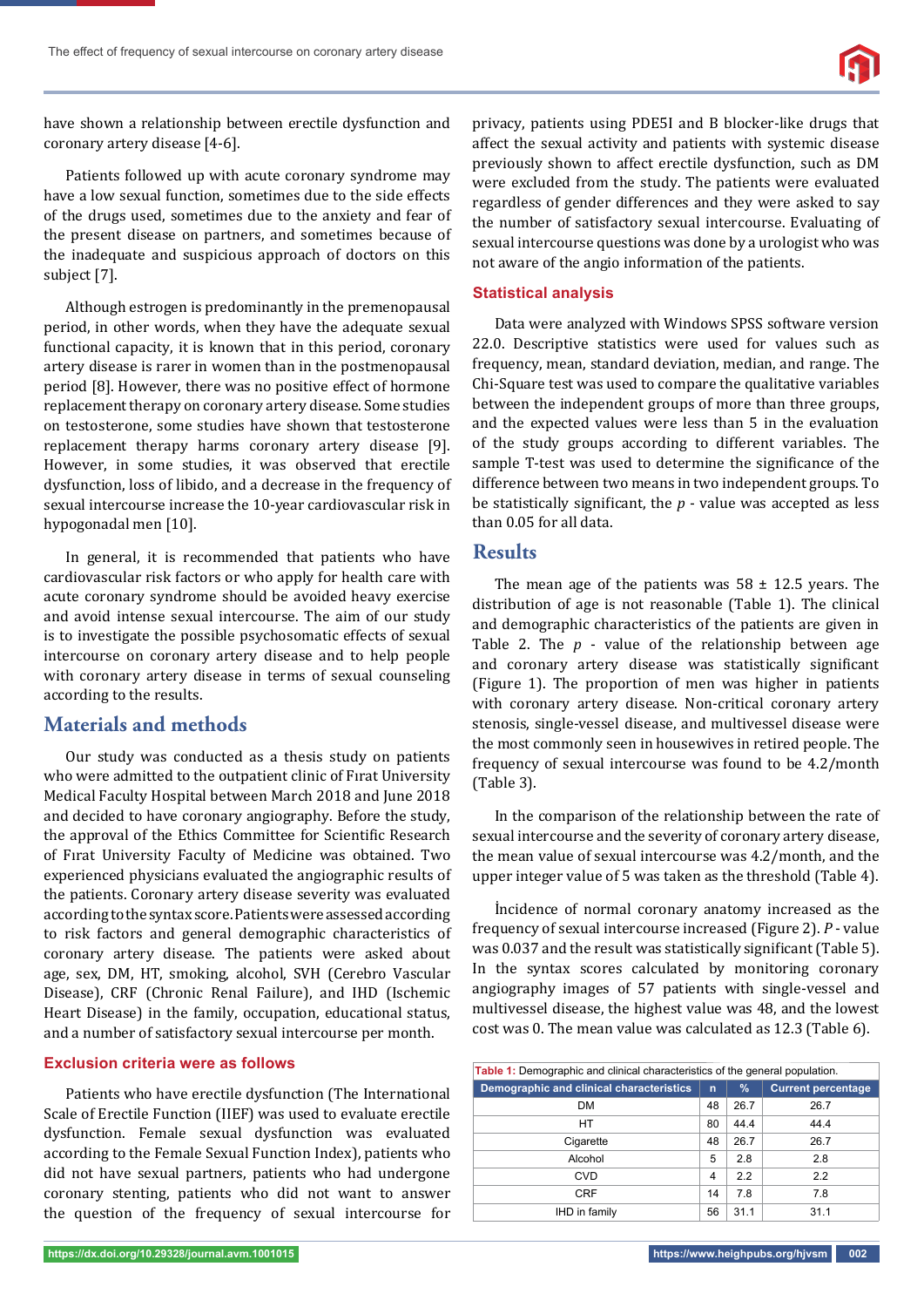have shown a relationship between erectile dysfunction and coronary artery disease [4-6].

Patients followed up with acute coronary syndrome may have a low sexual function, sometimes due to the side effects of the drugs used, sometimes due to the anxiety and fear of the present disease on partners, and sometimes because of the inadequate and suspicious approach of doctors on this subject [7].

Although estrogen is predominantly in the premenopausal period, in other words, when they have the adequate sexual functional capacity, it is known that in this period, coronary artery disease is rarer in women than in the postmenopausal period [8]. However, there was no positive effect of hormone replacement therapy on coronary artery disease. Some studies on testosterone, some studies have shown that testosterone replacement therapy harms coronary artery disease [9]. However, in some studies, it was observed that erectile dysfunction, loss of libido, and a decrease in the frequency of sexual intercourse increase the 10-year cardiovascular risk in hypogonadal men [10].

In general, it is recommended that patients who have cardiovascular risk factors or who apply for health care with acute coronary syndrome should be avoided heavy exercise and avoid intense sexual intercourse. The aim of our study is to investigate the possible psychosomatic effects of sexual intercourse on coronary artery disease and to help people with coronary artery disease in terms of sexual counseling according to the results.

## Materials and methods

Our study was conducted as a thesis study on patients who were admitted to the outpatient clinic of Fırat University Medical Faculty Hospital between March 2018 and June 2018 and decided to have coronary angiography. Before the study, the approval of the Ethics Committee for Scientific Research of Fırat University Faculty of Medicine was obtained. Two experienced physicians evaluated the angiographic results of the patients. Coronary artery disease severity was evaluated according to the syntax score. Patients were assessed according to risk factors and general demographic characteristics of coronary artery disease. The patients were asked about age, sex, DM, HT, smoking, alcohol, SVH (Cerebro Vascular Disease), CRF (Chronic Renal Failure), and IHD (Ischemic Heart Disease) in the family, occupation, educational status, and a number of satisfactory sexual intercourse per month.

### Exclusion criteria were as follows

Patients who have erectile dysfunction (The International Scale of Erectile Function (IIEF) was used to evaluate erectile dysfunction. Female sexual dysfunction was evaluated according to the Female Sexual Function Index), patients who did not have sexual partners, patients who had undergone coronary stenting, patients who did not want to answer the question of the frequency of sexual intercourse for privacy, patients using PDE5I and B blocker-like drugs that affect the sexual activity and patients with systemic disease previously shown to affect erectile dysfunction, such as DM were excluded from the study. The patients were evaluated regardless of gender differences and they were asked to say the number of satisfactory sexual intercourse. Evaluating of sexual intercourse questions was done by a urologist who was not aware of the angio information of the patients.

### Statistical analysis

Data were analyzed with Windows SPSS software version 22.0. Descriptive statistics were used for values such as frequency, mean, standard deviation, median, and range. The Chi-Square test was used to compare the qualitative variables between the independent groups of more than three groups, and the expected values were less than 5 in the evaluation of the study groups according to different variables. The sample T-test was used to determine the significance of the difference between two means in two independent groups. To be statistically significant, the *p* - value was accepted as less than 0.05 for all data.

## Results

The mean age of the patients was 58 ± 12.5 years. The distribution of age is not reasonable (Table 1). The clinical and demographic characteristics of the patients are given in Table 2. The *p* - value of the relationship between age and coronary artery disease was statistically significant (Figure 1). The proportion of men was higher in patients with coronary artery disease. Non-critical coronary artery stenosis, single-vessel disease, and multivessel disease were the most commonly seen in housewives in retired people. The frequency of sexual intercourse was found to be 4.2/month (Table 3).

In the comparison of the relationship between the rate of sexual intercourse and the severity of coronary artery disease, the mean value of sexual intercourse was 4.2/month, and the upper integer value of 5 was taken as the threshold (Table 4).

İncidence of normal coronary anatomy increased as the frequency of sexual intercourse increased (Figure 2). *P* - value was 0.037 and the result was statistically significant (Table 5). In the syntax scores calculated by monitoring coronary angiography images of 57 patients with single-vessel and multivessel disease, the highest value was 48, and the lowest cost was 0. The mean value was calculated as 12.3 (Table 6).

**Table 1:** Demographic and clinical characteristics of the general population.

| Demographic and clinical characteristics | n | % | Current percentage |
|---|---|---|---|
| DM | 48 | 26.7 | 26.7 |
| HT | 80 | 44.4 | 44.4 |
| Cigarette | 48 | 26.7 | 26.7 |
| Alcohol | 5 | 2.8 | 2.8 |
| CVD | 4 | 2.2 | 2.2 |
| CRF | 14 | 7.8 | 7.8 |
| IHD in family | 56 | 31.1 | 31.1 |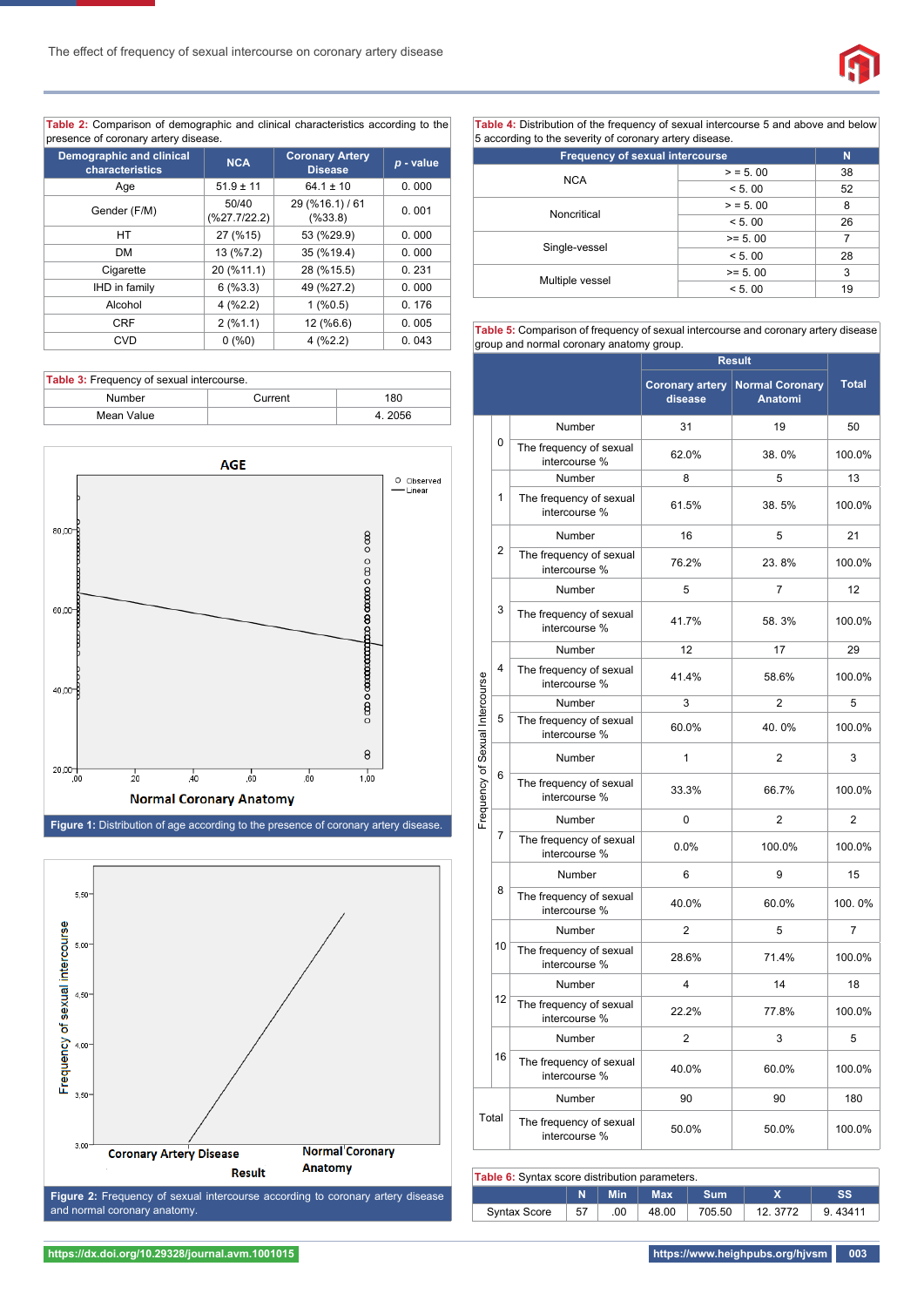**Table 2:** Comparison of demographic and clinical characteristics according to the presence of coronary artery disease.

| Demographic and clinical characteristics | NCA | Coronary Artery Disease | *p* - value |
|---|---|---|---|
| Age | 51.9 ± 11 | 64.1 ± 10 | 0. 000 |
| Gender (F/M) | 50/40 (%27.7/22.2) | 29 (%16.1) / 61 (%33.8) | 0. 001 |
| HT | 27 (%15) | 53 (%29.9) | 0. 000 |
| DM | 13 (%7.2) | 35 (%19.4) | 0. 000 |
| Cigarette | 20 (%11.1) | 28 (%15.5) | 0. 231 |
| IHD in family | 6 (%3.3) | 49 (%27.2) | 0. 000 |
| Alcohol | 4 (%2.2) | 1 (%0.5) | 0. 176 |
| CRF | 2 (%1.1) | 12 (%6.6) | 0. 005 |
| CVD | 0 (%0) | 4 (%2.2) | 0. 043 |

**Table 3:** Frequency of sexual intercourse.

| | | |
|---|---|---|
| Number | Current | 180 |
| Mean Value | | 4. 2056 |

**Figure 1:** Distribution of age according to the presence of coronary artery disease.

**Figure 2:** Frequency of sexual intercourse according to coronary artery disease and normal coronary anatomy.

**Table 4:** Distribution of the frequency of sexual intercourse 5 and above and below 5 according to the severity of coronary artery disease.

| Frequency of sexual intercourse | | N |
|---|---|---|
| NCA | > = 5. 00 | 38 |
| | < 5. 00 | 52 |
| Noncritical | > = 5. 00 | 8 |
| | < 5. 00 | 26 |
| Single-vessel | >= 5. 00 | 7 |
| | < 5. 00 | 28 |
| Multiple vessel | >= 5. 00 | 3 |
| | < 5. 00 | 19 |

**Table 5:** Comparison of frequency of sexual intercourse and coronary artery disease group and normal coronary anatomy group.

| Frequency of Sexual Intercourse | | | Result | | Total |
|---|---|---|---|---|---|
| | | | Coronary artery disease | Normal Coronary Anatomi | |
| | 0 | Number | 31 | 19 | 50 |
| | | The frequency of sexual intercourse % | 62.0% | 38. 0% | 100.0% |
| | 1 | Number | 8 | 5 | 13 |
| | | The frequency of sexual intercourse % | 61.5% | 38. 5% | 100.0% |
| | 2 | Number | 16 | 5 | 21 |
| | | The frequency of sexual intercourse % | 76.2% | 23. 8% | 100.0% |
| | 3 | Number | 5 | 7 | 12 |
| | | The frequency of sexual intercourse % | 41.7% | 58. 3% | 100.0% |
| | 4 | Number | 12 | 17 | 29 |
| | | The frequency of sexual intercourse % | 41.4% | 58.6% | 100.0% |
| | 5 | Number | 3 | 2 | 5 |
| | | The frequency of sexual intercourse % | 60.0% | 40. 0% | 100.0% |
| | 6 | Number | 1 | 2 | 3 |
| | | The frequency of sexual intercourse % | 33.3% | 66.7% | 100.0% |
| | 7 | Number | 0 | 2 | 2 |
| | | The frequency of sexual intercourse % | 0.0% | 100.0% | 100.0% |
| | 8 | Number | 6 | 9 | 15 |
| | | The frequency of sexual intercourse % | 40.0% | 60.0% | 100. 0% |
| | 10 | Number | 2 | 5 | 7 |
| | | The frequency of sexual intercourse % | 28.6% | 71.4% | 100.0% |
| | 12 | Number | 4 | 14 | 18 |
| | | The frequency of sexual intercourse % | 22.2% | 77.8% | 100.0% |
| | 16 | Number | 2 | 3 | 5 |
| | | The frequency of sexual intercourse % | 40.0% | 60.0% | 100.0% |
| Total | | Number | 90 | 90 | 180 |
| | | The frequency of sexual intercourse % | 50.0% | 50.0% | 100.0% |

**Table 6:** Syntax score distribution parameters.

| | N | Min | Max | Sum | X | SS |
|---|---|---|---|---|---|---|
| Syntax Score | 57 | .00 | 48.00 | 705.50 | 12. 3772 | 9. 43411 |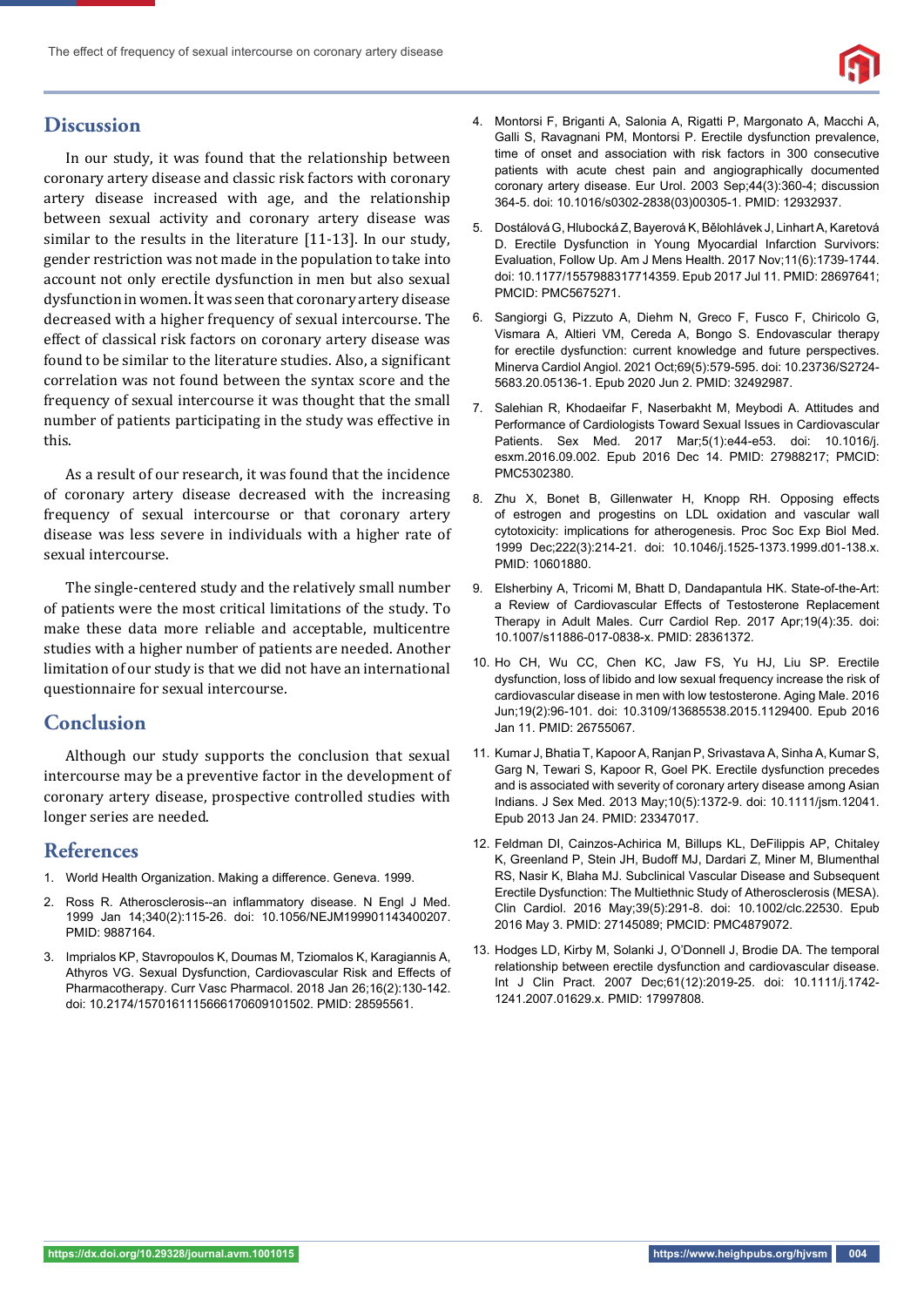## Discussion

In our study, it was found that the relationship between coronary artery disease and classic risk factors with coronary artery disease increased with age, and the relationship between sexual activity and coronary artery disease was similar to the results in the literature [11-13]. In our study, gender restriction was not made in the population to take into account not only erectile dysfunction in men but also sexual dysfunction in women. İt was seen that coronary artery disease decreased with a higher frequency of sexual intercourse. The effect of classical risk factors on coronary artery disease was found to be similar to the literature studies. Also, a significant correlation was not found between the syntax score and the frequency of sexual intercourse it was thought that the small number of patients participating in the study was effective in this.

As a result of our research, it was found that the incidence of coronary artery disease decreased with the increasing frequency of sexual intercourse or that coronary artery disease was less severe in individuals with a higher rate of sexual intercourse.

The single-centered study and the relatively small number of patients were the most critical limitations of the study. To make these data more reliable and acceptable, multicentre studies with a higher number of patients are needed. Another limitation of our study is that we did not have an international questionnaire for sexual intercourse.

## Conclusion

Although our study supports the conclusion that sexual intercourse may be a preventive factor in the development of coronary artery disease, prospective controlled studies with longer series are needed.

## References

1. World Health Organization. Making a difference. Geneva. 1999.
2. Ross R. Atherosclerosis--an inflammatory disease. N Engl J Med. 1999 Jan 14;340(2):115-26. doi: 10.1056/NEJM199901143400207. PMID: 9887164.
3. Imprialos KP, Stavropoulos K, Doumas M, Tziomalos K, Karagiannis A, Athyros VG. Sexual Dysfunction, Cardiovascular Risk and Effects of Pharmacotherapy. Curr Vasc Pharmacol. 2018 Jan 26;16(2):130-142. doi: 10.2174/1570161115666170609101502. PMID: 28595561.
4. Montorsi F, Briganti A, Salonia A, Rigatti P, Margonato A, Macchi A, Galli S, Ravagnani PM, Montorsi P. Erectile dysfunction prevalence, time of onset and association with risk factors in 300 consecutive patients with acute chest pain and angiographically documented coronary artery disease. Eur Urol. 2003 Sep;44(3):360-4; discussion 364-5. doi: 10.1016/s0302-2838(03)00305-1. PMID: 12932937.
5. Dostálová G, Hlubocká Z, Bayerová K, Bělohlávek J, Linhart A, Karetová D. Erectile Dysfunction in Young Myocardial Infarction Survivors: Evaluation, Follow Up. Am J Mens Health. 2017 Nov;11(6):1739-1744. doi: 10.1177/1557988317714359. Epub 2017 Jul 11. PMID: 28697641; PMCID: PMC5675271.
6. Sangiorgi G, Pizzuto A, Diehm N, Greco F, Fusco F, Chiricolo G, Vismara A, Altieri VM, Cereda A, Bongo S. Endovascular therapy for erectile dysfunction: current knowledge and future perspectives. Minerva Cardiol Angiol. 2021 Oct;69(5):579-595. doi: 10.23736/S2724-5683.20.05136-1. Epub 2020 Jun 2. PMID: 32492987.
7. Salehian R, Khodaeifar F, Naserbakht M, Meybodi A. Attitudes and Performance of Cardiologists Toward Sexual Issues in Cardiovascular Patients. Sex Med. 2017 Mar;5(1):e44-e53. doi: 10.1016/j.esxm.2016.09.002. Epub 2016 Dec 14. PMID: 27988217; PMCID: PMC5302380.
8. Zhu X, Bonet B, Gillenwater H, Knopp RH. Opposing effects of estrogen and progestins on LDL oxidation and vascular wall cytotoxicity: implications for atherogenesis. Proc Soc Exp Biol Med. 1999 Dec;222(3):214-21. doi: 10.1046/j.1525-1373.1999.d01-138.x. PMID: 10601880.
9. Elsherbiny A, Tricomi M, Bhatt D, Dandapantula HK. State-of-the-Art: a Review of Cardiovascular Effects of Testosterone Replacement Therapy in Adult Males. Curr Cardiol Rep. 2017 Apr;19(4):35. doi: 10.1007/s11886-017-0838-x. PMID: 28361372.
10. Ho CH, Wu CC, Chen KC, Jaw FS, Yu HJ, Liu SP. Erectile dysfunction, loss of libido and low sexual frequency increase the risk of cardiovascular disease in men with low testosterone. Aging Male. 2016 Jun;19(2):96-101. doi: 10.3109/13685538.2015.1129400. Epub 2016 Jan 11. PMID: 26755067.
11. Kumar J, Bhatia T, Kapoor A, Ranjan P, Srivastava A, Sinha A, Kumar S, Garg N, Tewari S, Kapoor R, Goel PK. Erectile dysfunction precedes and is associated with severity of coronary artery disease among Asian Indians. J Sex Med. 2013 May;10(5):1372-9. doi: 10.1111/jsm.12041. Epub 2013 Jan 24. PMID: 23347017.
12. Feldman DI, Cainzos-Achirica M, Billups KL, DeFilippis AP, Chitaley K, Greenland P, Stein JH, Budoff MJ, Dardari Z, Miner M, Blumenthal RS, Nasir K, Blaha MJ. Subclinical Vascular Disease and Subsequent Erectile Dysfunction: The Multiethnic Study of Atherosclerosis (MESA). Clin Cardiol. 2016 May;39(5):291-8. doi: 10.1002/clc.22530. Epub 2016 May 3. PMID: 27145089; PMCID: PMC4879072.
13. Hodges LD, Kirby M, Solanki J, O'Donnell J, Brodie DA. The temporal relationship between erectile dysfunction and cardiovascular disease. Int J Clin Pract. 2007 Dec;61(12):2019-25. doi: 10.1111/j.1742-1241.2007.01629.x. PMID: 17997808.